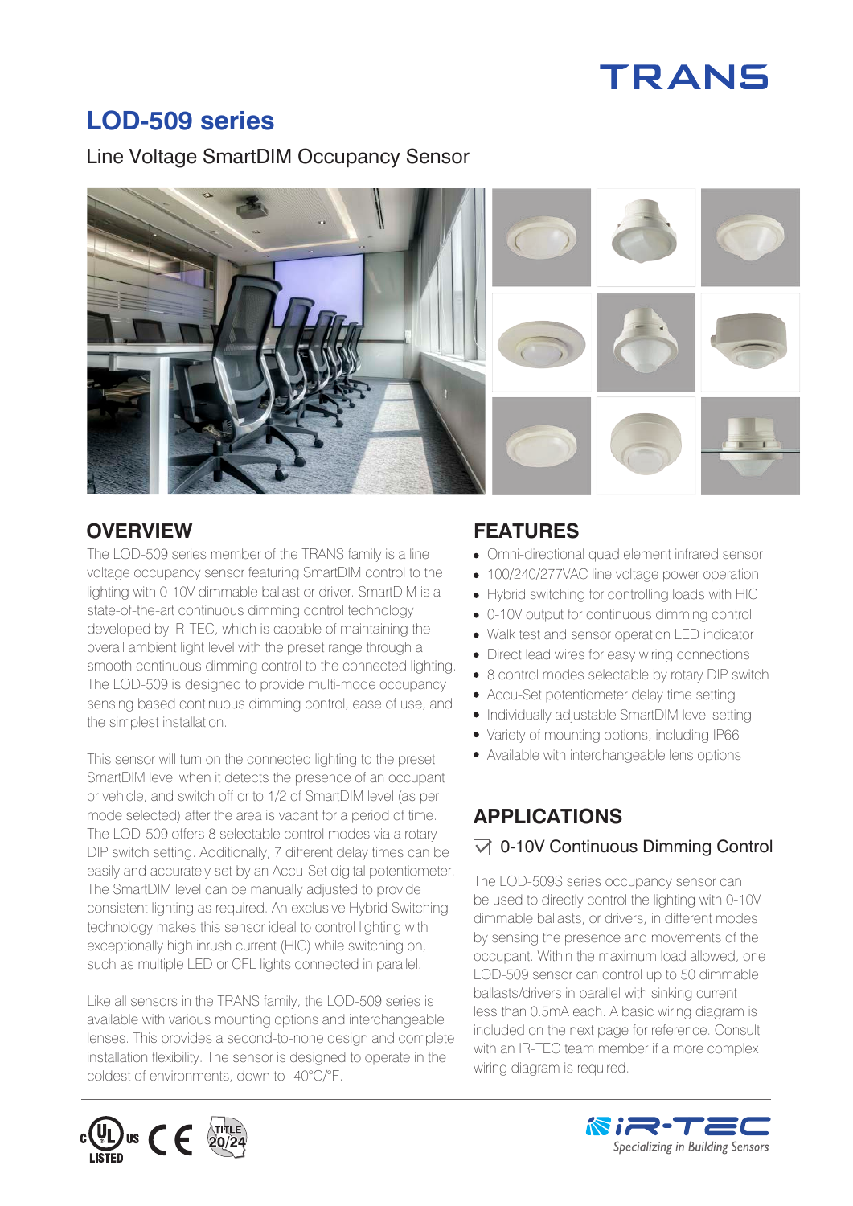TRANS

# LOD-509 series

Line Voltage SmartDIM Occupancy Sensor

## OVERVIEW

The LOD-509 series member of the TRANS family is a line voltage occupancy sensor featuring SmartDIM control to the lighting with 0-10V dimmable ballast or driver. SmartDIM is a state-of-the-art continuous dimming control technology developed by IR-TEC, which is capable of maintaining the overall ambient light level with the preset range through a smooth continuous dimming control to the connected lighting. The LOD-509 is designed to provide multi-mode occupancy sensing based continuous dimming control, ease of use, and the simplest installation.

This sensor will turn on the connected lighting to the preset SmartDIM level when it detects the presence of an occupant or vehicle, and switch off or to 1/2 of SmartDIM level (as per mode selected) after the area is vacant for a period of time. The LOD-509 offers 8 selectable control modes via a rotary DIP switch setting. Additionally, 7 different delay times can be easily and accurately set by an Accu-Set digital potentiometer. The SmartDIM level can be manually adjusted to provide consistent lighting as required. An exclusive Hybrid Switching technology makes this sensor ideal to control lighting with exceptionally high inrush current (HIC) while switching on, such as multiple LED or CFL lights connected in parallel.

Like all sensors in the TRANS family, the LOD-509 series is available with various mounting options and interchangeable lenses. This provides a second-to-none design and complete installation flexibility. The sensor is designed to operate in the coldest of environments, down to -40°C/°F.

## FEATURES

- Omni-directional quad element infrared sensor
- 100/240/277VAC line voltage power operation
- Hybrid switching for controlling loads with HIC
- 0-10V output for continuous dimming control
- Walk test and sensor operation LED indicator
- Direct lead wires for easy wiring connections
- 8 control modes selectable by rotary DIP switch
- Accu-Set potentiometer delay time setting
- Individually adjustable SmartDIM level setting
- Variety of mounting options, including IP66
- Available with interchangeable lens options

## APPLICATIONS

### ☑ 0-10V Continuous Dimming Control

The LOD-509S series occupancy sensor can be used to directly control the lighting with 0-10V dimmable ballasts, or drivers, in different modes by sensing the presence and movements of the occupant. Within the maximum load allowed, one LOD-509 sensor can control up to 50 dimmable ballasts/drivers in parallel with sinking current less than 0.5mA each. A basic wiring diagram is included on the next page for reference. Consult with an IR-TEC team member if a more complex wiring diagram is required.

c UL us LISTED CE TITLE 20/24

iR-TEC Specializing in Building Sensors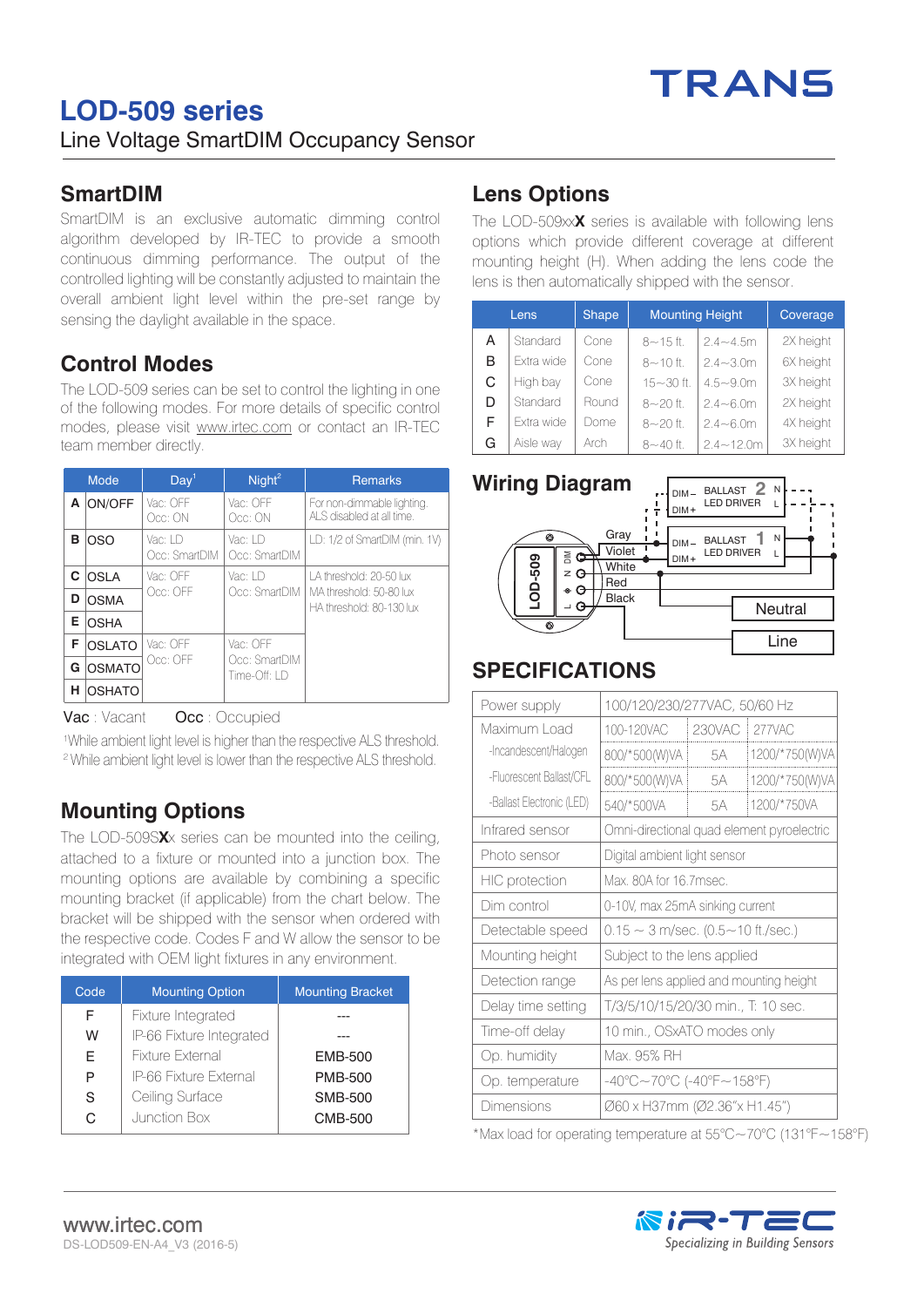TRANS

# LOD-509 series

Line Voltage SmartDIM Occupancy Sensor

## SmartDIM

SmartDIM is an exclusive automatic dimming control algorithm developed by IR-TEC to provide a smooth continuous dimming performance. The output of the controlled lighting will be constantly adjusted to maintain the overall ambient light level within the pre-set range by sensing the daylight available in the space.

## Control Modes

The LOD-509 series can be set to control the lighting in one of the following modes. For more details of specific control modes, please visit www.irtec.com or contact an IR-TEC team member directly.

| Mode | | Day[1] | Night[2] | Remarks |
|---|---|---|---|---|
| A | ON/OFF | Vac: OFF<br>Occ: ON | Vac: OFF<br>Occ: ON | For non-dimmable lighting. ALS disabled at all time. |
| B | OSO | Vac: LD<br>Occ: SmartDIM | Vac: LD<br>Occ: SmartDIM | LD: 1/2 of SmartDIM (min. 1V) |
| C | OSLA | Vac: OFF<br>Occ: OFF | Vac: LD<br>Occ: SmartDIM | LA threshold: 20-50 lux<br>MA threshold: 50-80 lux<br>HA threshold: 80-130 lux |
| D | OSMA | | | |
| E | OSHA | | | |
| F | OSLATO | Vac: OFF<br>Occ: OFF | Vac: OFF<br>Occ: SmartDIM<br>Time-Off: LD | |
| G | OSMATO | | | |
| H | OSHATO | | | |

**Vac** : Vacant **Occ** : Occupied

[1]While ambient light level is higher than the respective ALS threshold.
[2]While ambient light level is lower than the respective ALS threshold.

## Mounting Options

The LOD-509S**X**x series can be mounted into the ceiling, attached to a fixture or mounted into a junction box. The mounting options are available by combining a specific mounting bracket (if applicable) from the chart below. The bracket will be shipped with the sensor when ordered with the respective code. Codes F and W allow the sensor to be integrated with OEM light fixtures in any environment.

| Code | Mounting Option | Mounting Bracket |
|---|---|---|
| F | Fixture Integrated | --- |
| W | IP-66 Fixture Integrated | --- |
| E | Fixture External | EMB-500 |
| P | IP-66 Fixture External | PMB-500 |
| S | Ceiling Surface | SMB-500 |
| C | Junction Box | CMB-500 |

## Lens Options

The LOD-509xx**X** series is available with following lens options which provide different coverage at different mounting height (H). When adding the lens code the lens is then automatically shipped with the sensor.

| Lens | | Shape | Mounting Height | | Coverage |
|---|---|---|---|---|---|
| A | Standard | Cone | 8~15 ft. | 2.4~4.5m | 2X height |
| B | Extra wide | Cone | 8~10 ft. | 2.4~3.0m | 6X height |
| C | High bay | Cone | 15~30 ft. | 4.5~9.0m | 3X height |
| D | Standard | Round | 8~20 ft. | 2.4~6.0m | 2X height |
| F | Extra wide | Dome | 8~20 ft. | 2.4~6.0m | 4X height |
| G | Aisle way | Arch | 8~40 ft. | 2.4~12.0m | 3X height |

## Wiring Diagram

LOD-509
DIM
Gray
Violet
White
Red
Black
DIM – BALLAST 2 LED DRIVER DIM + N L
DIM – BALLAST 1 LED DRIVER DIM + N L
Neutral
Line

## SPECIFICATIONS

| | | | |
|---|---|---|---|
| Power supply | 100/120/230/277VAC, 50/60 Hz | | |
| Maximum Load | 100-120VAC | 230VAC | 277VAC |
| -Incandescent/Halogen | 800/*500(W)VA | 5A | 1200/*750(W)VA |
| -Fluorescent Ballast/CFL | 800/*500(W)VA | 5A | 1200/*750(W)VA |
| -Ballast Electronic (LED) | 540/*500VA | 5A | 1200/*750VA |
| Infrared sensor | Omni-directional quad element pyroelectric | | |
| Photo sensor | Digital ambient light sensor | | |
| HIC protection | Max. 80A for 16.7msec. | | |
| Dim control | 0-10V, max 25mA sinking current | | |
| Detectable speed | 0.15 ~ 3 m/sec. (0.5~10 ft./sec.) | | |
| Mounting height | Subject to the lens applied | | |
| Detection range | As per lens applied and mounting height | | |
| Delay time setting | T/3/5/10/15/20/30 min., T: 10 sec. | | |
| Time-off delay | 10 min., OSxATO modes only | | |
| Op. humidity | Max. 95% RH | | |
| Op. temperature | -40°C~70°C (-40°F~158°F) | | |
| Dimensions | Ø60 x H37mm (Ø2.36"x H1.45") | | |

*Max load for operating temperature at 55°C~70°C (131°F~158°F)

www.irtec.com
DS-LOD509-EN-A4_V3 (2016-5)

iR-TEC
Specializing in Building Sensors